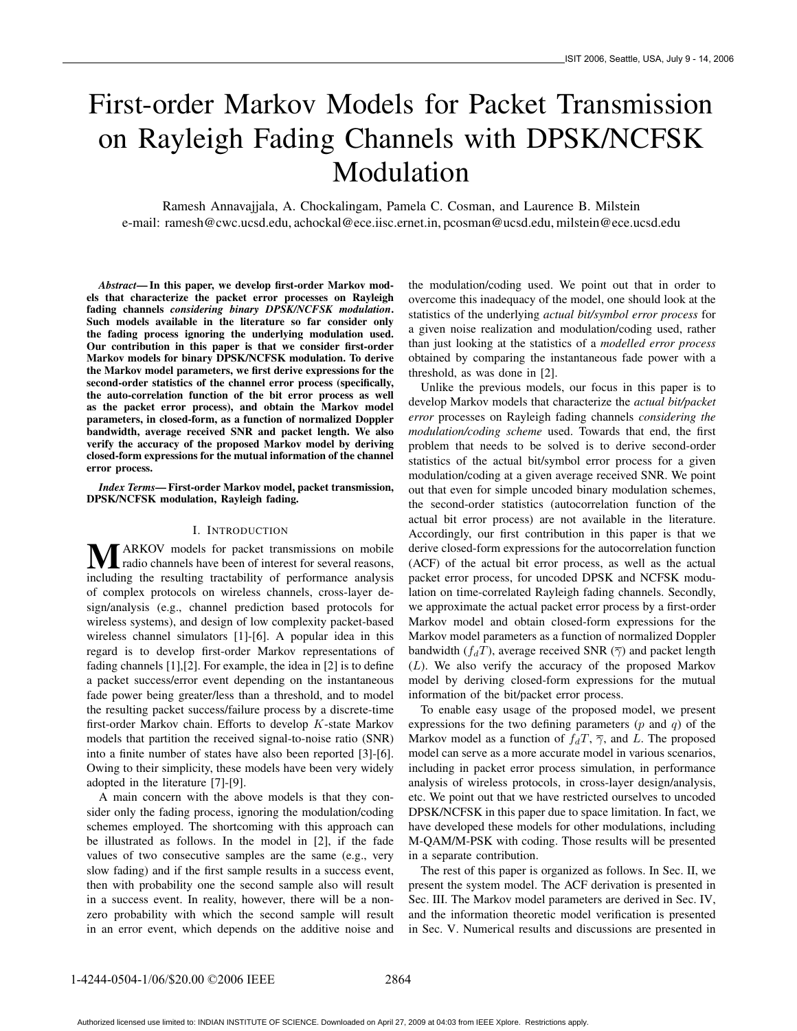# First-order Markov Models for Packet Transmission on Rayleigh Fading Channels with DPSK/NCFSK Modulation

Ramesh Annavajjala, A. Chockalingam, Pamela C. Cosman, and Laurence B. Milstein
e-mail: ramesh@cwc.ucsd.edu, achockal@ece.iisc.ernet.in, pcosman@ucsd.edu, milstein@ece.ucsd.edu

***Abstract*— In this paper, we develop first-order Markov models that characterize the packet error processes on Rayleigh fading channels *considering binary DPSK/NCFSK modulation*. Such models available in the literature so far consider only the fading process ignoring the underlying modulation used. Our contribution in this paper is that we consider first-order Markov models for binary DPSK/NCFSK modulation. To derive the Markov model parameters, we first derive expressions for the second-order statistics of the channel error process (specifically, the auto-correlation function of the bit error process as well as the packet error process), and obtain the Markov model parameters, in closed-form, as a function of normalized Doppler bandwidth, average received SNR and packet length. We also verify the accuracy of the proposed Markov model by deriving closed-form expressions for the mutual information of the channel error process.**

***Index Terms*— First-order Markov model, packet transmission, DPSK/NCFSK modulation, Rayleigh fading.**

## I. Introduction

MARKOV models for packet transmissions on mobile radio channels have been of interest for several reasons, including the resulting tractability of performance analysis of complex protocols on wireless channels, cross-layer design/analysis (e.g., channel prediction based protocols for wireless systems), and design of low complexity packet-based wireless channel simulators [1]-[6]. A popular idea in this regard is to develop first-order Markov representations of fading channels [1],[2]. For example, the idea in [2] is to define a packet success/error event depending on the instantaneous fade power being greater/less than a threshold, and to model the resulting packet success/failure process by a discrete-time first-order Markov chain. Efforts to develop $K$-state Markov models that partition the received signal-to-noise ratio (SNR) into a finite number of states have also been reported [3]-[6]. Owing to their simplicity, these models have been very widely adopted in the literature [7]-[9].

A main concern with the above models is that they consider only the fading process, ignoring the modulation/coding schemes employed. The shortcoming with this approach can be illustrated as follows. In the model in [2], if the fade values of two consecutive samples are the same (e.g., very slow fading) and if the first sample results in a success event, then with probability one the second sample also will result in a success event. In reality, however, there will be a non-zero probability with which the second sample will result in an error event, which depends on the additive noise and the modulation/coding used. We point out that in order to overcome this inadequacy of the model, one should look at the statistics of the underlying *actual bit/symbol error process* for a given noise realization and modulation/coding used, rather than just looking at the statistics of a *modelled error process* obtained by comparing the instantaneous fade power with a threshold, as was done in [2].

Unlike the previous models, our focus in this paper is to develop Markov models that characterize the *actual bit/packet error* processes on Rayleigh fading channels *considering the modulation/coding scheme* used. Towards that end, the first problem that needs to be solved is to derive second-order statistics of the actual bit/symbol error process for a given modulation/coding at a given average received SNR. We point out that even for simple uncoded binary modulation schemes, the second-order statistics (autocorrelation function of the actual bit error process) are not available in the literature. Accordingly, our first contribution in this paper is that we derive closed-form expressions for the autocorrelation function (ACF) of the actual bit error process, as well as the actual packet error process, for uncoded DPSK and NCFSK modulation on time-correlated Rayleigh fading channels. Secondly, we approximate the actual packet error process by a first-order Markov model and obtain closed-form expressions for the Markov model parameters as a function of normalized Doppler bandwidth ($f_dT$), average received SNR ($\overline{\gamma}$) and packet length ($L$). We also verify the accuracy of the proposed Markov model by deriving closed-form expressions for the mutual information of the bit/packet error process.

To enable easy usage of the proposed model, we present expressions for the two defining parameters ($p$ and $q$) of the Markov model as a function of $f_dT$, $\overline{\gamma}$, and $L$. The proposed model can serve as a more accurate model in various scenarios, including in packet error process simulation, in performance analysis of wireless protocols, in cross-layer design/analysis, etc. We point out that we have restricted ourselves to uncoded DPSK/NCFSK in this paper due to space limitation. In fact, we have developed these models for other modulations, including M-QAM/M-PSK with coding. Those results will be presented in a separate contribution.

The rest of this paper is organized as follows. In Sec. II, we present the system model. The ACF derivation is presented in Sec. III. The Markov model parameters are derived in Sec. IV, and the information theoretic model verification is presented in Sec. V. Numerical results and discussions are presented in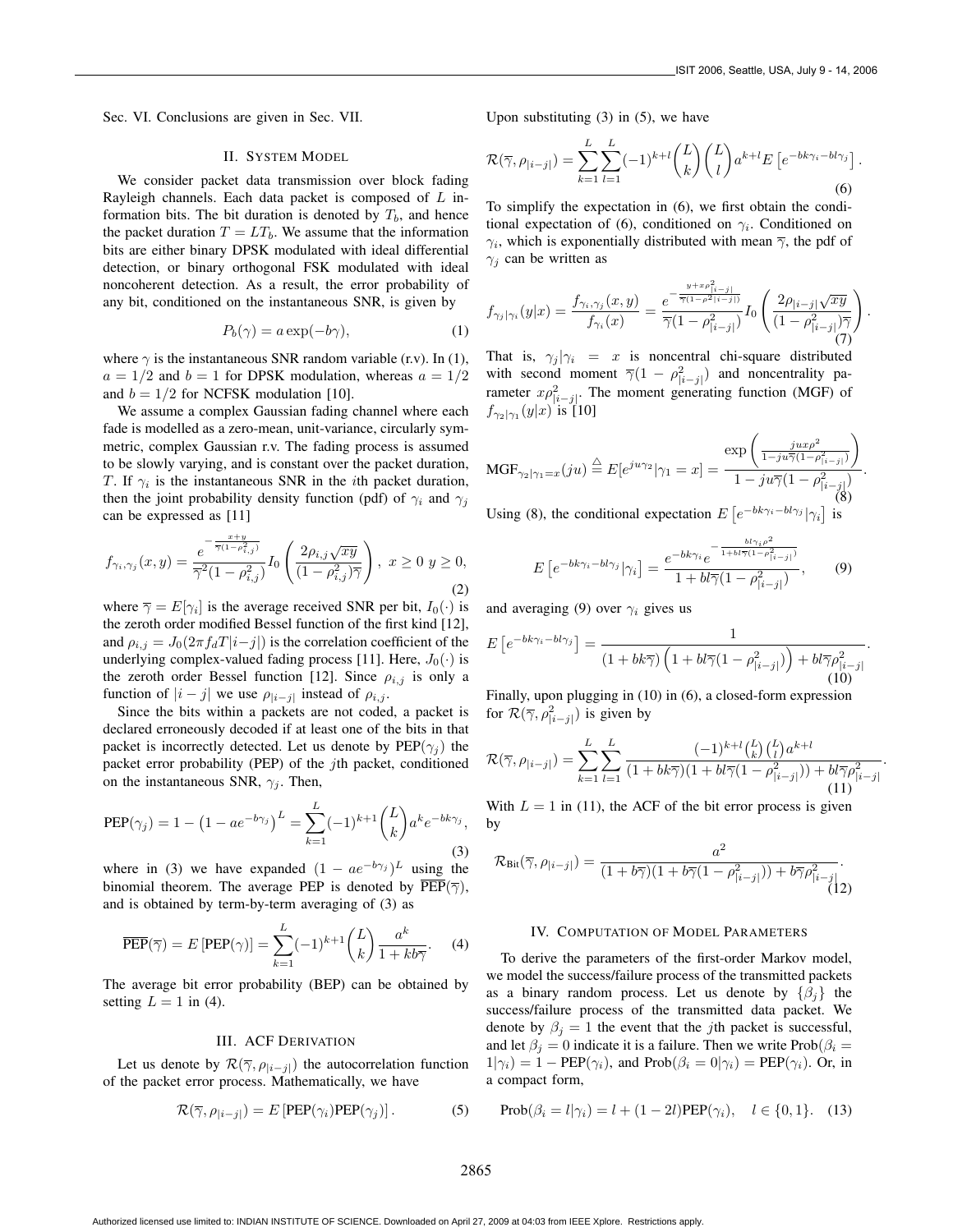Sec. VI. Conclusions are given in Sec. VII.

## II. System Model

We consider packet data transmission over block fading Rayleigh channels. Each data packet is composed of $L$ information bits. The bit duration is denoted by $T_b$, and hence the packet duration $T = LT_b$. We assume that the information bits are either binary DPSK modulated with ideal differential detection, or binary orthogonal FSK modulated with ideal noncoherent detection. As a result, the error probability of any bit, conditioned on the instantaneous SNR, is given by

$$P_b(\gamma) = a\exp(-b\gamma), \tag{1}$$

where $\gamma$ is the instantaneous SNR random variable (r.v). In (1), $a = 1/2$ and $b = 1$ for DPSK modulation, whereas $a = 1/2$ and $b = 1/2$ for NCFSK modulation [10].

We assume a complex Gaussian fading channel where each fade is modelled as a zero-mean, unit-variance, circularly symmetric, complex Gaussian r.v. The fading process is assumed to be slowly varying, and is constant over the packet duration, $T$. If $\gamma_i$ is the instantaneous SNR in the $i$th packet duration, then the joint probability density function (pdf) of $\gamma_i$ and $\gamma_j$ can be expressed as [11]

$$f_{\gamma_i,\gamma_j}(x,y) = \frac{e^{-\frac{x+y}{\overline{\gamma}(1-\rho_{i,j}^2)}}}{\overline{\gamma}^2(1-\rho_{i,j}^2)} I_0\left(\frac{2\rho_{i,j}\sqrt{xy}}{(1-\rho_{i,j}^2)\overline{\gamma}}\right),\ x \geq 0\ y \geq 0, \tag{2}$$

where $\overline{\gamma} = E[\gamma_i]$ is the average received SNR per bit, $I_0(\cdot)$ is the zeroth order modified Bessel function of the first kind [12], and $\rho_{i,j} = J_0(2\pi f_d T|i-j|)$ is the correlation coefficient of the underlying complex-valued fading process [11]. Here, $J_0(\cdot)$ is the zeroth order Bessel function [12]. Since $\rho_{i,j}$ is only a function of $|i-j|$ we use $\rho_{|i-j|}$ instead of $\rho_{i,j}$.

Since the bits within a packets are not coded, a packet is declared erroneously decoded if at least one of the bits in that packet is incorrectly detected. Let us denote by $\text{PEP}(\gamma_j)$ the packet error probability (PEP) of the $j$th packet, conditioned on the instantaneous SNR, $\gamma_j$. Then,

$$\text{PEP}(\gamma_j) = 1 - \left(1 - ae^{-b\gamma_j}\right)^L = \sum_{k=1}^{L}(-1)^{k+1}\binom{L}{k}a^k e^{-bk\gamma_j}, \tag{3}$$

where in (3) we have expanded $(1 - ae^{-b\gamma_j})^L$ using the binomial theorem. The average PEP is denoted by $\overline{\text{PEP}}(\overline{\gamma})$, and is obtained by term-by-term averaging of (3) as

$$\overline{\text{PEP}}(\overline{\gamma}) = E\left[\text{PEP}(\gamma)\right] = \sum_{k=1}^{L}(-1)^{k+1}\binom{L}{k}\frac{a^k}{1+kb\overline{\gamma}}. \tag{4}$$

The average bit error probability (BEP) can be obtained by setting $L = 1$ in (4).

## III. ACF Derivation

Let us denote by $\mathcal{R}(\overline{\gamma}, \rho_{|i-j|})$ the autocorrelation function of the packet error process. Mathematically, we have

$$\mathcal{R}(\overline{\gamma}, \rho_{|i-j|}) = E\left[\text{PEP}(\gamma_i)\text{PEP}(\gamma_j)\right]. \tag{5}$$

Upon substituting (3) in (5), we have

$$\mathcal{R}(\overline{\gamma}, \rho_{|i-j|}) = \sum_{k=1}^{L}\sum_{l=1}^{L}(-1)^{k+l}\binom{L}{k}\binom{L}{l}a^{k+l}E\left[e^{-bk\gamma_i - bl\gamma_j}\right]. \tag{6}$$

To simplify the expectation in (6), we first obtain the conditional expectation of (6), conditioned on $\gamma_i$. Conditioned on $\gamma_i$, which is exponentially distributed with mean $\overline{\gamma}$, the pdf of $\gamma_j$ can be written as

$$f_{\gamma_j|\gamma_i}(y|x) = \frac{f_{\gamma_i,\gamma_j}(x,y)}{f_{\gamma_i}(x)} = \frac{e^{-\frac{y + x\rho_{|i-j|}^2}{\overline{\gamma}(1-\rho^2|i-j|)}}}{\overline{\gamma}(1-\rho_{|i-j|}^2)} I_0\left(\frac{2\rho_{|i-j|}\sqrt{xy}}{(1-\rho_{|i-j|}^2)\overline{\gamma}}\right). \tag{7}$$

That is, $\gamma_j|\gamma_i = x$ is noncentral chi-square distributed with second moment $\overline{\gamma}(1-\rho_{|i-j|}^2)$ and noncentrality parameter $x\rho_{|i-j|}^2$. The moment generating function (MGF) of $f_{\gamma_2|\gamma_1}(y|x)$ is [10]

$$\text{MGF}_{\gamma_2|\gamma_1=x}(ju) \triangleq E[e^{ju\gamma_2}|\gamma_1 = x] = \frac{\exp\left(\frac{jux\rho^2}{1-ju\overline{\gamma}(1-\rho_{|i-j|}^2)}\right)}{1-ju\overline{\gamma}(1-\rho_{|i-j|}^2)}. \tag{8}$$

Using (8), the conditional expectation $E\left[e^{-bk\gamma_i - bl\gamma_j}|\gamma_i\right]$ is

$$E\left[e^{-bk\gamma_i - bl\gamma_j}|\gamma_i\right] = \frac{e^{-bk\gamma_i}e^{-\frac{bl\gamma_i\rho^2}{1+bl\overline{\gamma}(1-\rho_{|i-j|}^2)}}}{1+bl\overline{\gamma}(1-\rho_{|i-j|}^2)}, \tag{9}$$

and averaging (9) over $\gamma_i$ gives us

$$E\left[e^{-bk\gamma_i - bl\gamma_j}\right] = \frac{1}{(1+bk\overline{\gamma})\left(1+bl\overline{\gamma}(1-\rho_{|i-j|}^2)\right) + bl\overline{\gamma}\rho_{|i-j|}^2}. \tag{10}$$

Finally, upon plugging in (10) in (6), a closed-form expression for $\mathcal{R}(\overline{\gamma}, \rho_{|i-j|}^2)$ is given by

$$\mathcal{R}(\overline{\gamma}, \rho_{|i-j|}) = \sum_{k=1}^{L}\sum_{l=1}^{L}\frac{(-1)^{k+l}\binom{L}{k}\binom{L}{l}a^{k+l}}{(1+bk\overline{\gamma})(1+bl\overline{\gamma}(1-\rho_{|i-j|}^2)) + bl\overline{\gamma}\rho_{|i-j|}^2}. \tag{11}$$

With $L = 1$ in (11), the ACF of the bit error process is given by

$$\mathcal{R}_{\text{Bit}}(\overline{\gamma}, \rho_{|i-j|}) = \frac{a^2}{(1+b\overline{\gamma})(1+b\overline{\gamma}(1-\rho_{|i-j|}^2)) + b\overline{\gamma}\rho_{|i-j|}^2}. \tag{12}$$

## IV. Computation of Model Parameters

To derive the parameters of the first-order Markov model, we model the success/failure process of the transmitted packets as a binary random process. Let us denote by $\{\beta_j\}$ the success/failure process of the transmitted data packet. We denote by $\beta_j = 1$ the event that the $j$th packet is successful, and let $\beta_j = 0$ indicate it is a failure. Then we write $\text{Prob}(\beta_i = 1|\gamma_i) = 1 - \text{PEP}(\gamma_i)$, and $\text{Prob}(\beta_i = 0|\gamma_i) = \text{PEP}(\gamma_i)$. Or, in a compact form,

$$\text{Prob}(\beta_i = l|\gamma_i) = l + (1-2l)\text{PEP}(\gamma_i), \quad l \in \{0,1\}. \tag{13}$$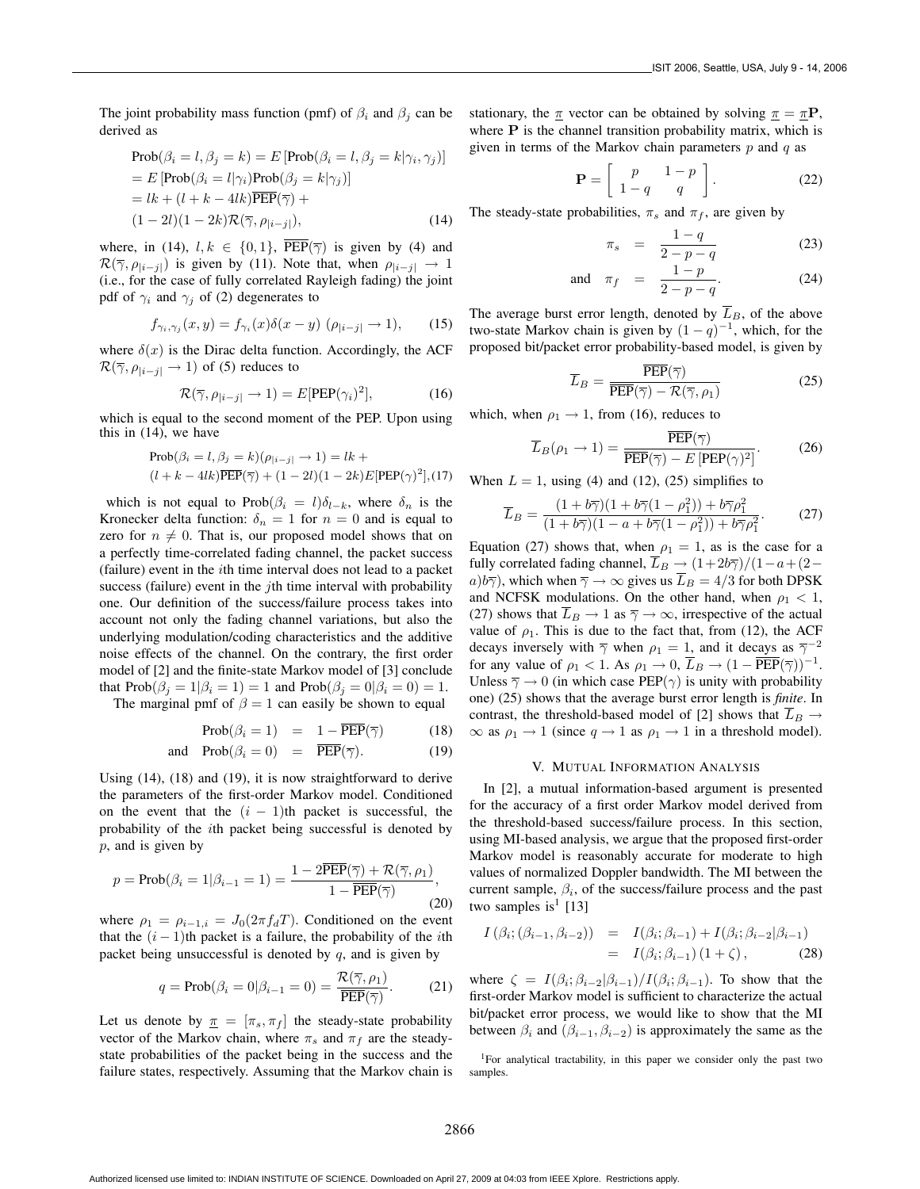The joint probability mass function (pmf) of $\beta_i$ and $\beta_j$ can be derived as

$$
\begin{aligned}
&\text{Prob}(\beta_i = l, \beta_j = k) = E\left[\text{Prob}(\beta_i = l, \beta_j = k | \gamma_i, \gamma_j)\right] \\
&= E\left[\text{Prob}(\beta_i = l|\gamma_i)\text{Prob}(\beta_j = k|\gamma_j)\right] \\
&= lk + (l + k - 4lk)\overline{\text{PEP}}(\overline{\gamma}) + \\
&(1 - 2l)(1 - 2k)\mathcal{R}(\overline{\gamma}, \rho_{|i-j|}), \qquad (14)
\end{aligned}
$$

where, in (14), $l, k \in \{0, 1\}$, $\overline{\text{PEP}}(\overline{\gamma})$ is given by (4) and $\mathcal{R}(\overline{\gamma}, \rho_{|i-j|})$ is given by (11). Note that, when $\rho_{|i-j|} \to 1$ (i.e., for the case of fully correlated Rayleigh fading) the joint pdf of $\gamma_i$ and $\gamma_j$ of (2) degenerates to

$$
f_{\gamma_i, \gamma_j}(x, y) = f_{\gamma_i}(x)\delta(x - y) \ (\rho_{|i-j|} \to 1), \qquad (15)
$$

where $\delta(x)$ is the Dirac delta function. Accordingly, the ACF $\mathcal{R}(\overline{\gamma}, \rho_{|i-j|} \to 1)$ of (5) reduces to

$$
\mathcal{R}(\overline{\gamma}, \rho_{|i-j|} \to 1) = E[\text{PEP}(\gamma_i)^2], \qquad (16)
$$

which is equal to the second moment of the PEP. Upon using this in (14), we have

$$
\begin{aligned}
&\text{Prob}(\beta_i = l, \beta_j = k)(\rho_{|i-j|} \to 1) = lk + \\
&(l + k - 4lk)\overline{\text{PEP}}(\overline{\gamma}) + (1 - 2l)(1 - 2k)E[\text{PEP}(\gamma)^2], (17)
\end{aligned}
$$

which is not equal to $\text{Prob}(\beta_i = l)\delta_{l-k}$, where $\delta_n$ is the Kronecker delta function: $\delta_n = 1$ for $n = 0$ and is equal to zero for $n \neq 0$. That is, our proposed model shows that on a perfectly time-correlated fading channel, the packet success (failure) event in the $i$th time interval does not lead to a packet success (failure) event in the $j$th time interval with probability one. Our definition of the success/failure process takes into account not only the fading channel variations, but also the underlying modulation/coding characteristics and the additive noise effects of the channel. On the contrary, the first order model of [2] and the finite-state Markov model of [3] conclude that $\text{Prob}(\beta_j = 1|\beta_i = 1) = 1$ and $\text{Prob}(\beta_j = 0|\beta_i = 0) = 1$.

The marginal pmf of $\beta = 1$ can easily be shown to equal

$$
\begin{aligned}
\text{Prob}(\beta_i = 1) &= 1 - \overline{\text{PEP}}(\overline{\gamma}) \qquad (18) \\
\text{and} \quad \text{Prob}(\beta_i = 0) &= \overline{\text{PEP}}(\overline{\gamma}). \qquad (19)
\end{aligned}
$$

Using (14), (18) and (19), it is now straightforward to derive the parameters of the first-order Markov model. Conditioned on the event that the $(i-1)$th packet is successful, the probability of the $i$th packet being successful is denoted by $p$, and is given by

$$
p = \text{Prob}(\beta_i = 1|\beta_{i-1} = 1) = \frac{1 - 2\overline{\text{PEP}}(\overline{\gamma}) + \mathcal{R}(\overline{\gamma}, \rho_1)}{1 - \overline{\text{PEP}}(\overline{\gamma})}, \qquad (20)
$$

where $\rho_1 = \rho_{i-1,i} = J_0(2\pi f_d T)$. Conditioned on the event that the $(i-1)$th packet is a failure, the probability of the $i$th packet being unsuccessful is denoted by $q$, and is given by

$$
q = \text{Prob}(\beta_i = 0|\beta_{i-1} = 0) = \frac{\mathcal{R}(\overline{\gamma}, \rho_1)}{\overline{\text{PEP}}(\overline{\gamma})}. \qquad (21)
$$

Let us denote by $\underline{\pi} = [\pi_s, \pi_f]$ the steady-state probability vector of the Markov chain, where $\pi_s$ and $\pi_f$ are the steady-state probabilities of the packet being in the success and the failure states, respectively. Assuming that the Markov chain is stationary, the $\underline{\pi}$ vector can be obtained by solving $\underline{\pi} = \underline{\pi}\mathbf{P}$, where $\mathbf{P}$ is the channel transition probability matrix, which is given in terms of the Markov chain parameters $p$ and $q$ as

$$
\mathbf{P} = \begin{bmatrix} p & 1 - p \\ 1 - q & q \end{bmatrix}. \qquad (22)
$$

The steady-state probabilities, $\pi_s$ and $\pi_f$, are given by

$$
\begin{aligned}
\pi_s &= \frac{1 - q}{2 - p - q} \qquad (23) \\
\text{and} \quad \pi_f &= \frac{1 - p}{2 - p - q}. \qquad (24)
\end{aligned}
$$

The average burst error length, denoted by $\overline{L}_B$, of the above two-state Markov chain is given by $(1 - q)^{-1}$, which, for the proposed bit/packet error probability-based model, is given by

$$
\overline{L}_B = \frac{\overline{\text{PEP}}(\overline{\gamma})}{\overline{\text{PEP}}(\overline{\gamma}) - \mathcal{R}(\overline{\gamma}, \rho_1)} \qquad (25)
$$

which, when $\rho_1 \to 1$, from (16), reduces to

$$
\overline{L}_B(\rho_1 \to 1) = \frac{\overline{\text{PEP}}(\overline{\gamma})}{\overline{\text{PEP}}(\overline{\gamma}) - E\left[\text{PEP}(\gamma)^2\right]}. \qquad (26)
$$

When $L = 1$, using (4) and (12), (25) simplifies to

$$
\overline{L}_B = \frac{(1 + b\overline{\gamma})(1 + b\overline{\gamma}(1 - \rho_1^2)) + b\overline{\gamma}\rho_1^2}{(1 + b\overline{\gamma})(1 - a + b\overline{\gamma}(1 - \rho_1^2)) + b\overline{\gamma}\rho_1^2}. \qquad (27)
$$

Equation (27) shows that, when $\rho_1 = 1$, as is the case for a fully correlated fading channel, $\overline{L}_B \to (1 + 2b\overline{\gamma})/(1 - a + (2 - a)b\overline{\gamma})$, which when $\overline{\gamma} \to \infty$ gives us $\overline{L}_B = 4/3$ for both DPSK and NCFSK modulations. On the other hand, when $\rho_1 < 1$, (27) shows that $\overline{L}_B \to 1$ as $\overline{\gamma} \to \infty$, irrespective of the actual value of $\rho_1$. This is due to the fact that, from (12), the ACF decays inversely with $\overline{\gamma}$ when $\rho_1 = 1$, and it decays as $\overline{\gamma}^{-2}$ for any value of $\rho_1 < 1$. As $\rho_1 \to 0$, $\overline{L}_B \to (1 - \overline{\text{PEP}}(\overline{\gamma}))^{-1}$. Unless $\overline{\gamma} \to 0$ (in which case $\text{PEP}(\gamma)$ is unity with probability one) (25) shows that the average burst error length is *finite*. In contrast, the threshold-based model of [2] shows that $\overline{L}_B \to \infty$ as $\rho_1 \to 1$ (since $q \to 1$ as $\rho_1 \to 1$ in a threshold model).

## V. Mutual Information Analysis

In [2], a mutual information-based argument is presented for the accuracy of a first order Markov model derived from the threshold-based success/failure process. In this section, using MI-based analysis, we argue that the proposed first-order Markov model is reasonably accurate for moderate to high values of normalized Doppler bandwidth. The MI between the current sample, $\beta_i$, of the success/failure process and the past two samples is[1] [13]

$$
\begin{aligned}
I\left(\beta_i; (\beta_{i-1}, \beta_{i-2})\right) &= I(\beta_i; \beta_{i-1}) + I(\beta_i; \beta_{i-2}|\beta_{i-1}) \\
&= I(\beta_i; \beta_{i-1})\left(1 + \zeta\right), \qquad (28)
\end{aligned}
$$

where $\zeta = I(\beta_i; \beta_{i-2}|\beta_{i-1})/I(\beta_i; \beta_{i-1})$. To show that the first-order Markov model is sufficient to characterize the actual bit/packet error process, we would like to show that the MI between $\beta_i$ and $(\beta_{i-1}, \beta_{i-2})$ is approximately the same as the

[1] For analytical tractability, in this paper we consider only the past two samples.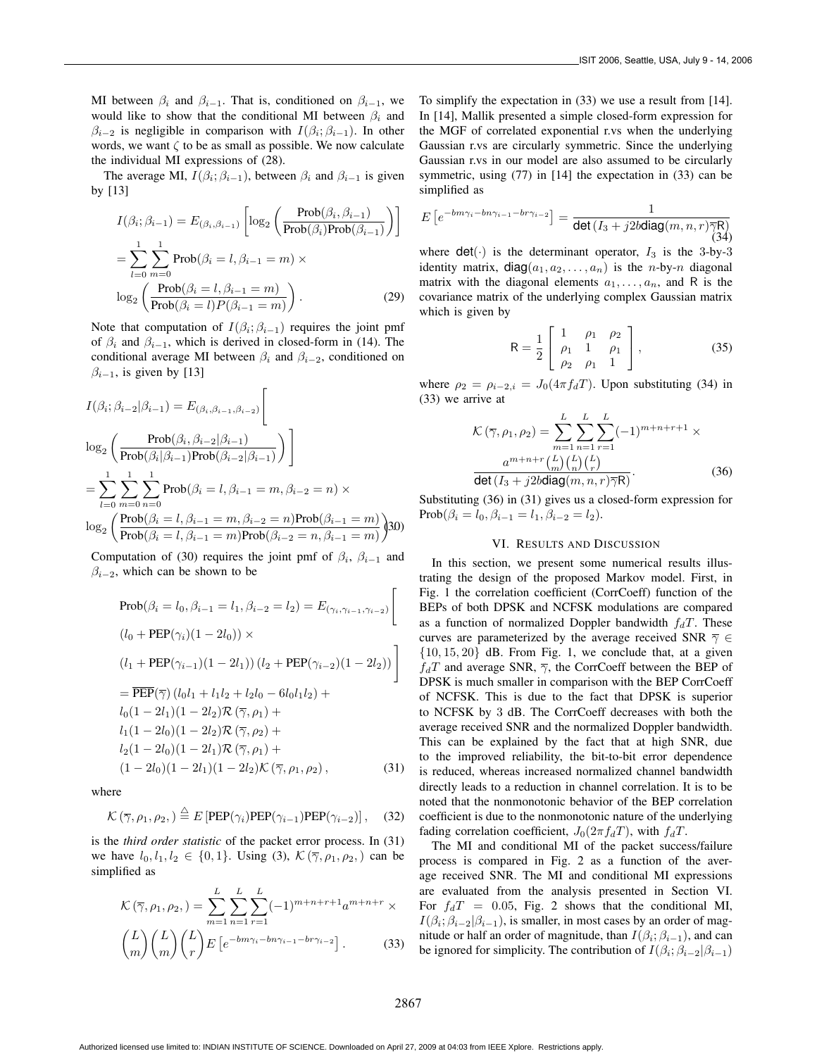MI between $\beta_i$ and $\beta_{i-1}$. That is, conditioned on $\beta_{i-1}$, we would like to show that the conditional MI between $\beta_i$ and $\beta_{i-2}$ is negligible in comparison with $I(\beta_i;\beta_{i-1})$. In other words, we want $\zeta$ to be as small as possible. We now calculate the individual MI expressions of (28).

The average MI, $I(\beta_i;\beta_{i-1})$, between $\beta_i$ and $\beta_{i-1}$ is given by [13]

$$
\begin{aligned}
I(\beta_i;\beta_{i-1}) &= E_{(\beta_i,\beta_{i-1})}\left[\log_2\left(\frac{\text{Prob}(\beta_i,\beta_{i-1})}{\text{Prob}(\beta_i)\text{Prob}(\beta_{i-1})}\right)\right] \\
&= \sum_{l=0}^{1}\sum_{m=0}^{1}\text{Prob}(\beta_i=l,\beta_{i-1}=m)\times \\
&\quad \log_2\left(\frac{\text{Prob}(\beta_i=l,\beta_{i-1}=m)}{\text{Prob}(\beta_i=l)P(\beta_{i-1}=m)}\right). \qquad (29)
\end{aligned}
$$

Note that computation of $I(\beta_i;\beta_{i-1})$ requires the joint pmf of $\beta_i$ and $\beta_{i-1}$, which is derived in closed-form in (14). The conditional average MI between $\beta_i$ and $\beta_{i-2}$, conditioned on $\beta_{i-1}$, is given by [13]

$$
\begin{aligned}
I(\beta_i;\beta_{i-2}|\beta_{i-1}) &= E_{(\beta_i,\beta_{i-1},\beta_{i-2})}\Bigg[ \\
&\log_2\left(\frac{\text{Prob}(\beta_i,\beta_{i-2}|\beta_{i-1})}{\text{Prob}(\beta_i|\beta_{i-1})\text{Prob}(\beta_{i-2}|\beta_{i-1})}\right)\Bigg] \\
&= \sum_{l=0}^{1}\sum_{m=0}^{1}\sum_{n=0}^{1}\text{Prob}(\beta_i=l,\beta_{i-1}=m,\beta_{i-2}=n)\times \\
&\log_2\left(\frac{\text{Prob}(\beta_i=l,\beta_{i-1}=m,\beta_{i-2}=n)\text{Prob}(\beta_{i-1}=m)}{\text{Prob}(\beta_i=l,\beta_{i-1}=m)\text{Prob}(\beta_{i-2}=n,\beta_{i-1}=m)}\right) \qquad (30)
\end{aligned}
$$

Computation of (30) requires the joint pmf of $\beta_i$, $\beta_{i-1}$ and $\beta_{i-2}$, which can be shown to be

$$
\begin{aligned}
&\text{Prob}(\beta_i=l_0,\beta_{i-1}=l_1,\beta_{i-2}=l_2) = E_{(\gamma_i,\gamma_{i-1},\gamma_{i-2})}\Big[ \\
&(l_0+\text{PEP}(\gamma_i)(1-2l_0))\times \\
&(l_1+\text{PEP}(\gamma_{i-1})(1-2l_1))\,(l_2+\text{PEP}(\gamma_{i-2})(1-2l_2))\Big] \\
&= \overline{\text{PEP}}(\overline{\gamma})\,(l_0l_1+l_1l_2+l_2l_0-6l_0l_1l_2)+ \\
&l_0(1-2l_1)(1-2l_2)\mathcal{R}(\overline{\gamma},\rho_1)+ \\
&l_1(1-2l_0)(1-2l_2)\mathcal{R}(\overline{\gamma},\rho_2)+ \\
&l_2(1-2l_0)(1-2l_1)\mathcal{R}(\overline{\gamma},\rho_1)+ \\
&(1-2l_0)(1-2l_1)(1-2l_2)\mathcal{K}(\overline{\gamma},\rho_1,\rho_2), \qquad (31)
\end{aligned}
$$

where

$$
\mathcal{K}(\overline{\gamma},\rho_1,\rho_2,) \triangleq E\left[\text{PEP}(\gamma_i)\text{PEP}(\gamma_{i-1})\text{PEP}(\gamma_{i-2})\right], \qquad (32)
$$

is the *third order statistic* of the packet error process. In (31) we have $l_0,l_1,l_2\in\{0,1\}$. Using (3), $\mathcal{K}(\overline{\gamma},\rho_1,\rho_2,)$ can be simplified as

$$
\begin{aligned}
\mathcal{K}(\overline{\gamma},\rho_1,\rho_2,) &= \sum_{m=1}^{L}\sum_{n=1}^{L}\sum_{r=1}^{L}(-1)^{m+n+r+1}a^{m+n+r}\times \\
&\binom{L}{m}\binom{L}{m}\binom{L}{r}E\left[e^{-bm\gamma_i-bn\gamma_{i-1}-br\gamma_{i-2}}\right]. \qquad (33)
\end{aligned}
$$

To simplify the expectation in (33) we use a result from [14]. In [14], Mallik presented a simple closed-form expression for the MGF of correlated exponential r.vs when the underlying Gaussian r.vs are circularly symmetric. Since the underlying Gaussian r.vs in our model are also assumed to be circularly symmetric, using (77) in [14] the expectation in (33) can be simplified as

$$
E\left[e^{-bm\gamma_i-bn\gamma_{i-1}-br\gamma_{i-2}}\right] = \frac{1}{\det\left(I_3+j2b\,\text{diag}(m,n,r)\overline{\gamma}\mathsf{R}\right)} \qquad (34)
$$

where $\det(\cdot)$ is the determinant operator, $I_3$ is the 3-by-3 identity matrix, $\text{diag}(a_1,a_2,\ldots,a_n)$ is the $n$-by-$n$ diagonal matrix with the diagonal elements $a_1,\ldots,a_n$, and $\mathsf{R}$ is the covariance matrix of the underlying complex Gaussian matrix which is given by

$$
\mathsf{R} = \frac{1}{2}\begin{bmatrix} 1 & \rho_1 & \rho_2 \\ \rho_1 & 1 & \rho_1 \\ \rho_2 & \rho_1 & 1 \end{bmatrix}, \qquad (35)
$$

where $\rho_2=\rho_{i-2,i}=J_0(4\pi f_dT)$. Upon substituting (34) in (33) we arrive at

$$
\begin{aligned}
\mathcal{K}(\overline{\gamma},\rho_1,\rho_2) &= \sum_{m=1}^{L}\sum_{n=1}^{L}\sum_{r=1}^{L}(-1)^{m+n+r+1}\times \\
&\frac{a^{m+n+r}\binom{L}{m}\binom{L}{n}\binom{L}{r}}{\det\left(I_3+j2b\,\text{diag}(m,n,r)\overline{\gamma}\mathsf{R}\right)}. \qquad (36)
\end{aligned}
$$

Substituting (36) in (31) gives us a closed-form expression for $\text{Prob}(\beta_i=l_0,\beta_{i-1}=l_1,\beta_{i-2}=l_2)$.

## VI. Results and Discussion

In this section, we present some numerical results illustrating the design of the proposed Markov model. First, in Fig. 1 the correlation coefficient (CorrCoeff) function of the BEPs of both DPSK and NCFSK modulations are compared as a function of normalized Doppler bandwidth $f_dT$. These curves are parameterized by the average received SNR $\overline{\gamma}\in\{10,15,20\}$ dB. From Fig. 1, we conclude that, at a given $f_dT$ and average SNR, $\overline{\gamma}$, the CorrCoeff between the BEP of DPSK is much smaller in comparison with the BEP CorrCoeff of NCFSK. This is due to the fact that DPSK is superior to NCFSK by 3 dB. The CorrCoeff decreases with both the average received SNR and the normalized Doppler bandwidth. This can be explained by the fact that at high SNR, due to the improved reliability, the bit-to-bit error dependence is reduced, whereas increased normalized channel bandwidth directly leads to a reduction in channel correlation. It is to be noted that the nonmonotonic behavior of the BEP correlation coefficient is due to the nonmonotonic nature of the underlying fading correlation coefficient, $J_0(2\pi f_dT)$, with $f_dT$.

The MI and conditional MI of the packet success/failure process is compared in Fig. 2 as a function of the average received SNR. The MI and conditional MI expressions are evaluated from the analysis presented in Section VI. For $f_dT=0.05$, Fig. 2 shows that the conditional MI, $I(\beta_i;\beta_{i-2}|\beta_{i-1})$, is smaller, in most cases by an order of magnitude or half an order of magnitude, than $I(\beta_i;\beta_{i-1})$, and can be ignored for simplicity. The contribution of $I(\beta_i;\beta_{i-2}|\beta_{i-1})$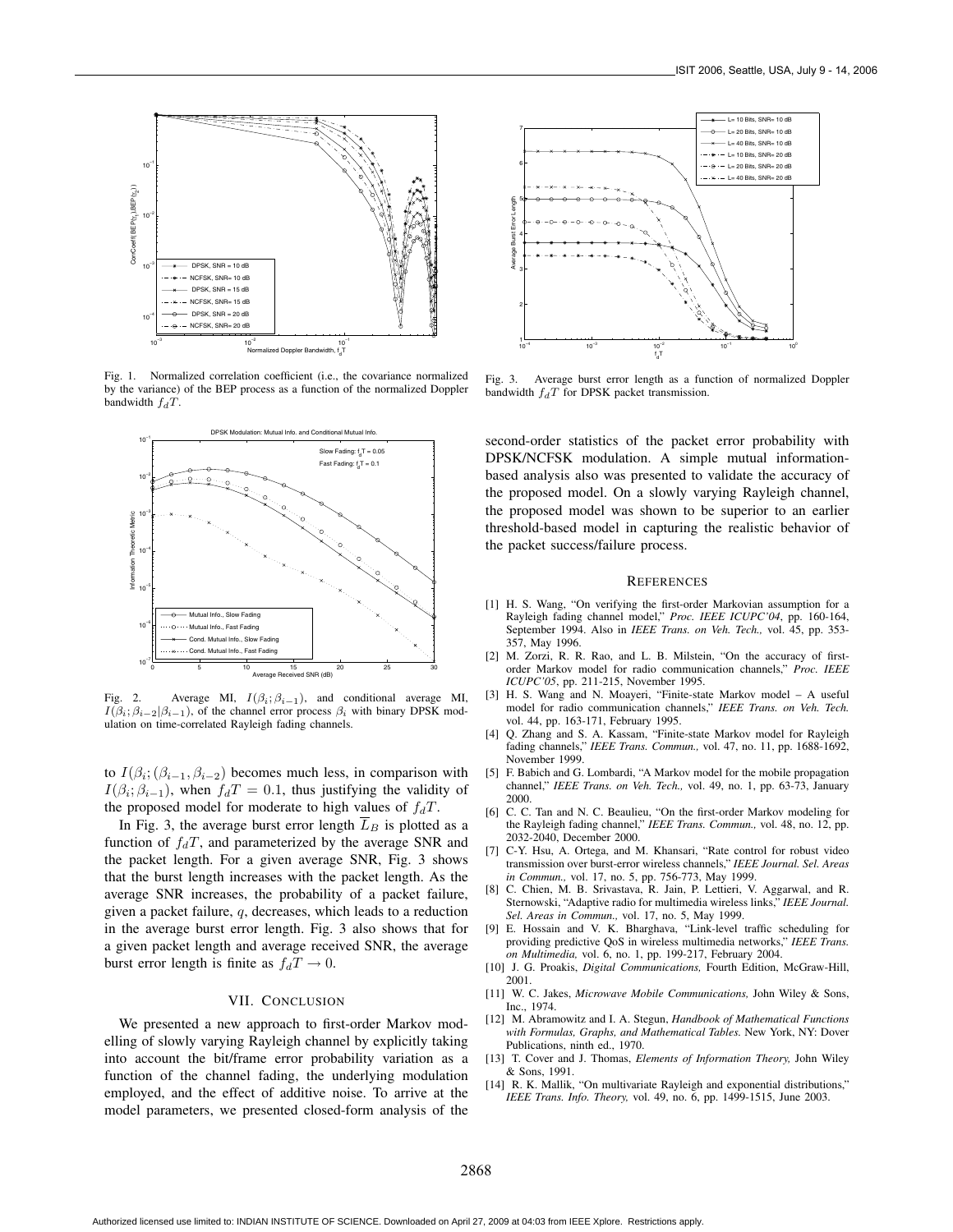CorrCoeff( BEP($t_1$), BEP($t_2$) )

Normalized Doppler Bandwidth, $f_dT$

DPSK, SNR = 10 dB
NCFSK, SNR= 10 dB
DPSK, SNR = 15 dB
NCFSK, SNR= 15 dB
DPSK, SNR = 20 dB
NCFSK, SNR= 20 dB

Fig. 1. Normalized correlation coefficient (i.e., the covariance normalized by the variance) of the BEP process as a function of the normalized Doppler bandwidth $f_dT$.

DPSK Modulation: Mutual Info. and Conditional Mutual Info.

Slow Fading: $f_dT$ = 0.05
Fast Fading: $f_dT$ = 0.1

Information Theoretic Metric

Average Received SNR (dB)

Mutual Info., Slow Fading
Mutual Info., Fast Fading
Cond. Mutual Info., Slow Fading
Cond. Mutual Info., Fast Fading

Fig. 2. Average MI, $I(\beta_i;\beta_{i-1})$, and conditional average MI, $I(\beta_i;\beta_{i-2}|\beta_{i-1})$, of the channel error process $\beta_i$ with binary DPSK modulation on time-correlated Rayleigh fading channels.

to $I(\beta_i;(\beta_{i-1},\beta_{i-2})$ becomes much less, in comparison with $I(\beta_i;\beta_{i-1})$, when $f_dT = 0.1$, thus justifying the validity of the proposed model for moderate to high values of $f_dT$.

In Fig. 3, the average burst error length $\overline{L}_B$ is plotted as a function of $f_dT$, and parameterized by the average SNR and the packet length. For a given average SNR, Fig. 3 shows that the burst length increases with the packet length. As the average SNR increases, the probability of a packet failure, given a packet failure, $q$, decreases, which leads to a reduction in the average burst error length. Fig. 3 also shows that for a given packet length and average received SNR, the average burst error length is finite as $f_dT \to 0$.

L= 10 Bits, SNR= 10 dB
L= 20 Bits, SNR= 10 dB
L= 40 Bits, SNR= 10 dB
L= 10 Bits, SNR= 20 dB
L= 20 Bits, SNR= 20 dB
L= 40 Bits, SNR= 20 dB

Average Burst Error Length

$f_dT$

Fig. 3. Average burst error length as a function of normalized Doppler bandwidth $f_dT$ for DPSK packet transmission.

second-order statistics of the packet error probability with DPSK/NCFSK modulation. A simple mutual information-based analysis also was presented to validate the accuracy of the proposed model. On a slowly varying Rayleigh channel, the proposed model was shown to be superior to an earlier threshold-based model in capturing the realistic behavior of the packet success/failure process.

## VII. Conclusion

We presented a new approach to first-order Markov modelling of slowly varying Rayleigh channel by explicitly taking into account the bit/frame error probability variation as a function of the channel fading, the underlying modulation employed, and the effect of additive noise. To arrive at the model parameters, we presented closed-form analysis of the

## References

[1] H. S. Wang, "On verifying the first-order Markovian assumption for a Rayleigh fading channel model," *Proc. IEEE ICUPC'04*, pp. 160-164, September 1994. Also in *IEEE Trans. on Veh. Tech.,* vol. 45, pp. 353-357, May 1996.

[2] M. Zorzi, R. R. Rao, and L. B. Milstein, "On the accuracy of first-order Markov model for radio communication channels," *Proc. IEEE ICUPC'05*, pp. 211-215, November 1995.

[3] H. S. Wang and N. Moayeri, "Finite-state Markov model – A useful model for radio communication channels," *IEEE Trans. on Veh. Tech.* vol. 44, pp. 163-171, February 1995.

[4] Q. Zhang and S. A. Kassam, "Finite-state Markov model for Rayleigh fading channels," *IEEE Trans. Commun.,* vol. 47, no. 11, pp. 1688-1692, November 1999.

[5] F. Babich and G. Lombardi, "A Markov model for the mobile propagation channel," *IEEE Trans. on Veh. Tech.,* vol. 49, no. 1, pp. 63-73, January 2000.

[6] C. C. Tan and N. C. Beaulieu, "On the first-order Markov modeling for the Rayleigh fading channel," *IEEE Trans. Commun.,* vol. 48, no. 12, pp. 2032-2040, December 2000.

[7] C-Y. Hsu, A. Ortega, and M. Khansari, "Rate control for robust video transmission over burst-error wireless channels," *IEEE Journal. Sel. Areas in Commun.,* vol. 17, no. 5, pp. 756-773, May 1999.

[8] C. Chien, M. B. Srivastava, R. Jain, P. Lettieri, V. Aggarwal, and R. Sternowski, "Adaptive radio for multimedia wireless links," *IEEE Journal. Sel. Areas in Commun.,* vol. 17, no. 5, May 1999.

[9] E. Hossain and V. K. Bharghava, "Link-level traffic scheduling for providing predictive QoS in wireless multimedia networks," *IEEE Trans. on Multimedia,* vol. 6, no. 1, pp. 199-217, February 2004.

[10] J. G. Proakis, *Digital Communications,* Fourth Edition, McGraw-Hill, 2001.

[11] W. C. Jakes, *Microwave Mobile Communications,* John Wiley & Sons, Inc., 1974.

[12] M. Abramowitz and I. A. Stegun, *Handbook of Mathematical Functions with Formulas, Graphs, and Mathematical Tables.* New York, NY: Dover Publications, ninth ed., 1970.

[13] T. Cover and J. Thomas, *Elements of Information Theory,* John Wiley & Sons, 1991.

[14] R. K. Mallik, "On multivariate Rayleigh and exponential distributions," *IEEE Trans. Info. Theory,* vol. 49, no. 6, pp. 1499-1515, June 2003.